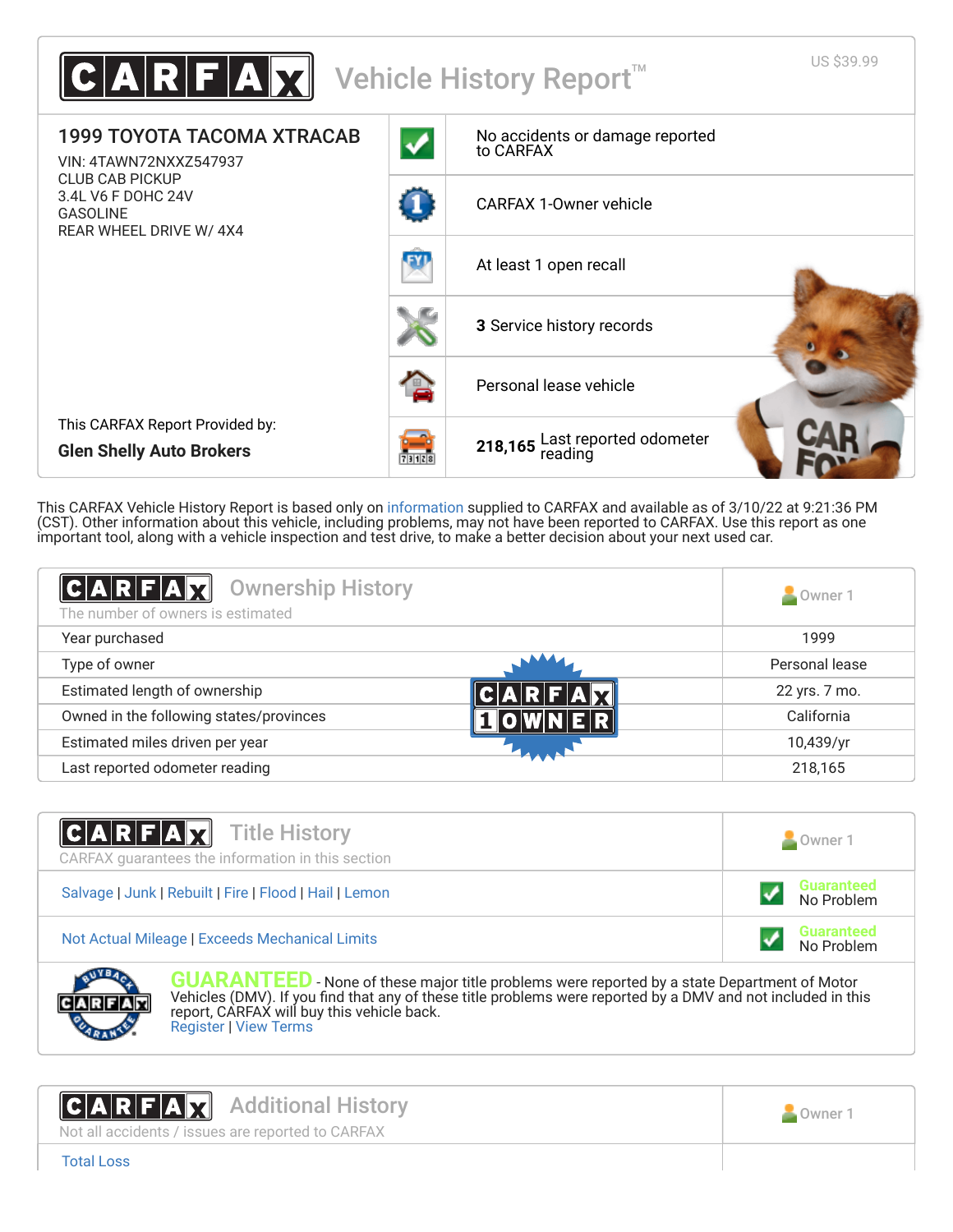# CARFAX Vehicle History Report™

US $39.99

## 1999 TOYOTA TACOMA XTRACAB

VIN: 4TAWN72NXXZ547937
CLUB CAB PICKUP
3.4L V6 F DOHC 24V
GASOLINE
REAR WHEEL DRIVE W/ 4X4

This CARFAX Report Provided by:
**Glen Shelly Auto Brokers**

- No accidents or damage reported to CARFAX
- CARFAX 1-Owner vehicle
- At least 1 open recall
- **3** Service history records
- Personal lease vehicle
- **218,165** Last reported odometer reading

This CARFAX Vehicle History Report is based only on information supplied to CARFAX and available as of 3/10/22 at 9:21:36 PM (CST). Other information about this vehicle, including problems, may not have been reported to CARFAX. Use this report as one important tool, along with a vehicle inspection and test drive, to make a better decision about your next used car.

## CARFAX Ownership History

The number of owners is estimated

CARFAX 1 OWNER

| | Owner 1 |
|---|---|
| Year purchased | 1999 |
| Type of owner | Personal lease |
| Estimated length of ownership | 22 yrs. 7 mo. |
| Owned in the following states/provinces | California |
| Estimated miles driven per year | 10,439/yr |
| Last reported odometer reading | 218,165 |

## CARFAX Title History

CARFAX guarantees the information in this section

| | Owner 1 |
|---|---|
| Salvage \| Junk \| Rebuilt \| Fire \| Flood \| Hail \| Lemon | Guaranteed No Problem |
| Not Actual Mileage \| Exceeds Mechanical Limits | Guaranteed No Problem |

**GUARANTEED** - None of these major title problems were reported by a state Department of Motor Vehicles (DMV). If you find that any of these title problems were reported by a DMV and not included in this report, CARFAX will buy this vehicle back.
Register | View Terms

## CARFAX Additional History

Not all accidents / issues are reported to CARFAX

| | Owner 1 |
|---|---|
| Total Loss | |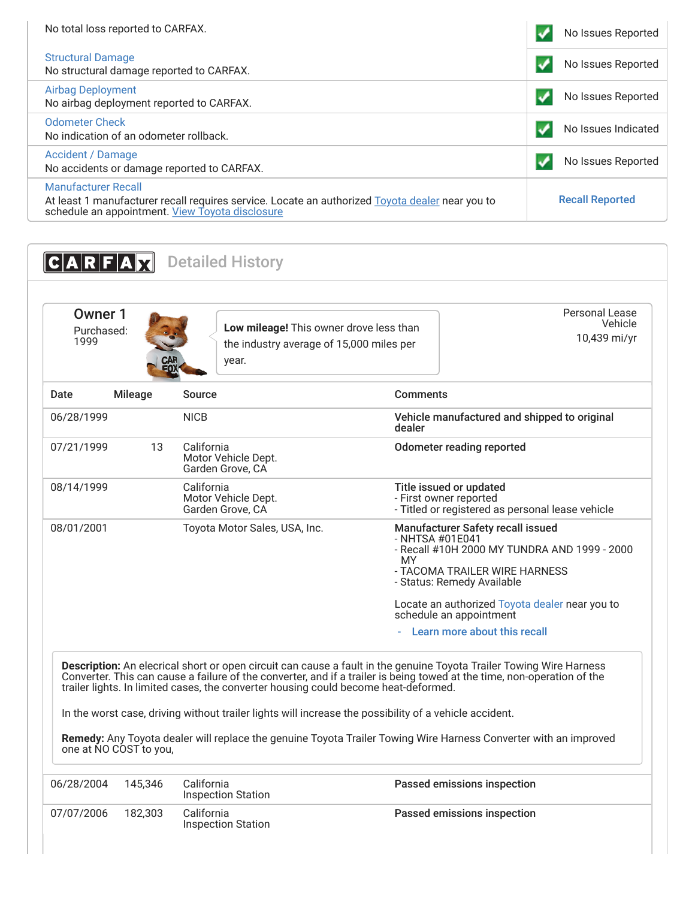| | |
|---|---|
| No total loss reported to CARFAX. | No Issues Reported |
| Structural Damage<br>No structural damage reported to CARFAX. | No Issues Reported |
| Airbag Deployment<br>No airbag deployment reported to CARFAX. | No Issues Reported |
| Odometer Check<br>No indication of an odometer rollback. | No Issues Indicated |
| Accident / Damage<br>No accidents or damage reported to CARFAX. | No Issues Reported |
| Manufacturer Recall<br>At least 1 manufacturer recall requires service. Locate an authorized Toyota dealer near you to schedule an appointment. View Toyota disclosure | Recall Reported |

## CARFAX Detailed History

### Owner 1

Purchased: 1999

**Low mileage!** This owner drove less than the industry average of 15,000 miles per year.

Personal Lease Vehicle
10,439 mi/yr

| Date | Mileage | Source | Comments |
|---|---|---|---|
| 06/28/1999 | | NICB | **Vehicle manufactured and shipped to original dealer** |
| 07/21/1999 | 13 | California Motor Vehicle Dept. Garden Grove, CA | **Odometer reading reported** |
| 08/14/1999 | | California Motor Vehicle Dept. Garden Grove, CA | **Title issued or updated**<br>- First owner reported<br>- Titled or registered as personal lease vehicle |
| 08/01/2001 | | Toyota Motor Sales, USA, Inc. | **Manufacturer Safety recall issued**<br>- NHTSA #01E041<br>- Recall #10H 2000 MY TUNDRA AND 1999 - 2000 MY<br>- TACOMA TRAILER WIRE HARNESS<br>- Status: Remedy Available<br><br>Locate an authorized Toyota dealer near you to schedule an appointment<br>- Learn more about this recall |

**Description:** An electrical short or open circuit can cause a fault in the genuine Toyota Trailer Towing Wire Harness Converter. This can cause a failure of the converter, and if a trailer is being towed at the time, non-operation of the trailer lights. In limited cases, the converter housing could become heat-deformed.

In the worst case, driving without trailer lights will increase the possibility of a vehicle accident.

**Remedy:** Any Toyota dealer will replace the genuine Toyota Trailer Towing Wire Harness Converter with an improved one at NO COST to you,

| Date | Mileage | Source | Comments |
|---|---|---|---|
| 06/28/2004 | 145,346 | California Inspection Station | **Passed emissions inspection** |
| 07/07/2006 | 182,303 | California Inspection Station | **Passed emissions inspection** |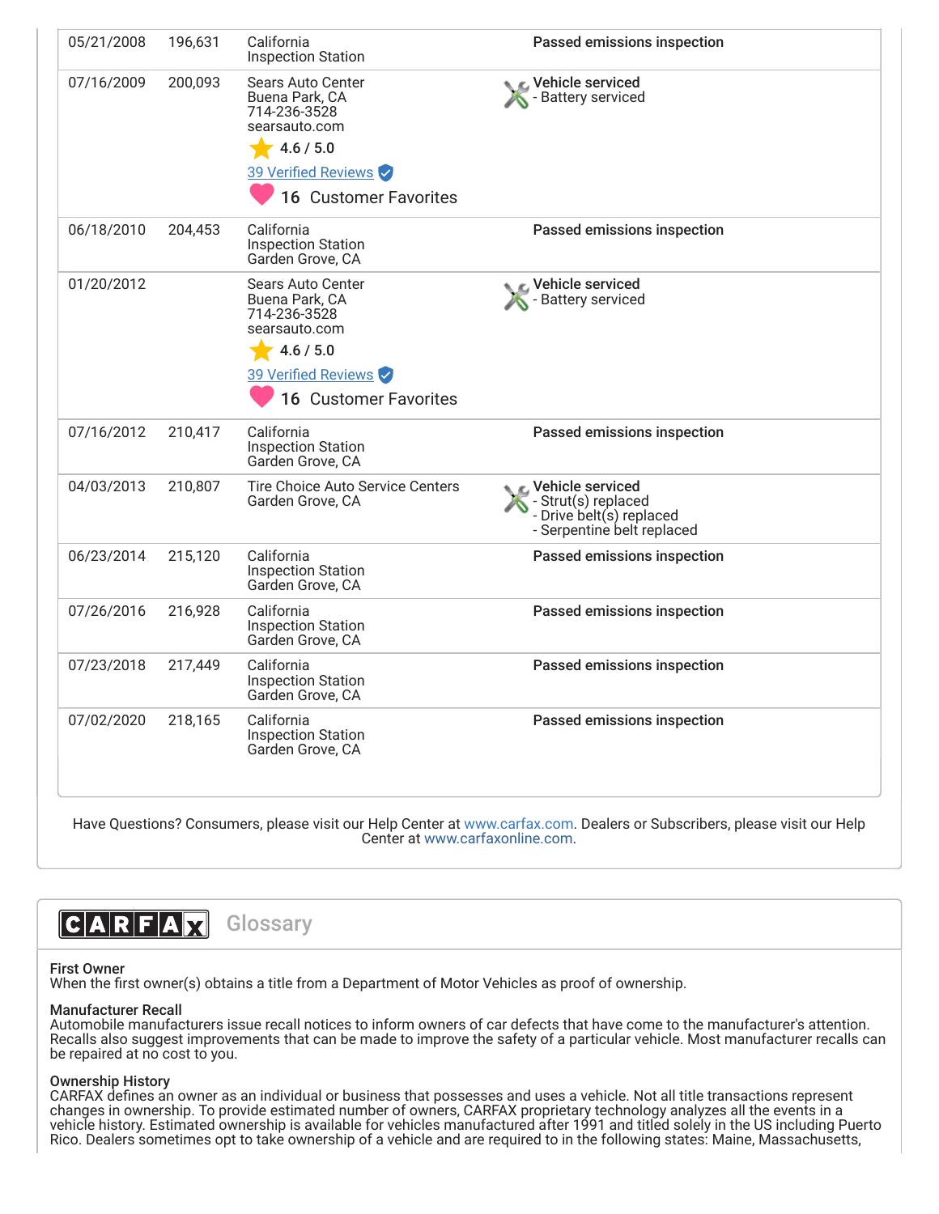| | | | |
|---|---|---|---|
| 05/21/2008 | 196,631 | California Inspection Station | **Passed emissions inspection** |
| 07/16/2009 | 200,093 | Sears Auto Center<br>Buena Park, CA<br>714-236-3528<br>searsauto.com<br>4.6 / 5.0<br>39 Verified Reviews<br>16 Customer Favorites | **Vehicle serviced**<br>- Battery serviced |
| 06/18/2010 | 204,453 | California Inspection Station<br>Garden Grove, CA | **Passed emissions inspection** |
| 01/20/2012 | | Sears Auto Center<br>Buena Park, CA<br>714-236-3528<br>searsauto.com<br>4.6 / 5.0<br>39 Verified Reviews<br>16 Customer Favorites | **Vehicle serviced**<br>- Battery serviced |
| 07/16/2012 | 210,417 | California Inspection Station<br>Garden Grove, CA | **Passed emissions inspection** |
| 04/03/2013 | 210,807 | Tire Choice Auto Service Centers<br>Garden Grove, CA | **Vehicle serviced**<br>- Strut(s) replaced<br>- Drive belt(s) replaced<br>- Serpentine belt replaced |
| 06/23/2014 | 215,120 | California Inspection Station<br>Garden Grove, CA | **Passed emissions inspection** |
| 07/26/2016 | 216,928 | California Inspection Station<br>Garden Grove, CA | **Passed emissions inspection** |
| 07/23/2018 | 217,449 | California Inspection Station<br>Garden Grove, CA | **Passed emissions inspection** |
| 07/02/2020 | 218,165 | California Inspection Station<br>Garden Grove, CA | **Passed emissions inspection** |

Have Questions? Consumers, please visit our Help Center at www.carfax.com. Dealers or Subscribers, please visit our Help Center at www.carfaxonline.com.

## CARFAX Glossary

**First Owner**
When the first owner(s) obtains a title from a Department of Motor Vehicles as proof of ownership.

**Manufacturer Recall**
Automobile manufacturers issue recall notices to inform owners of car defects that have come to the manufacturer's attention. Recalls also suggest improvements that can be made to improve the safety of a particular vehicle. Most manufacturer recalls can be repaired at no cost to you.

**Ownership History**
CARFAX defines an owner as an individual or business that possesses and uses a vehicle. Not all title transactions represent changes in ownership. To provide estimated number of owners, CARFAX proprietary technology analyzes all the events in a vehicle history. Estimated ownership is available for vehicles manufactured after 1991 and titled solely in the US including Puerto Rico. Dealers sometimes opt to take ownership of a vehicle and are required to in the following states: Maine, Massachusetts,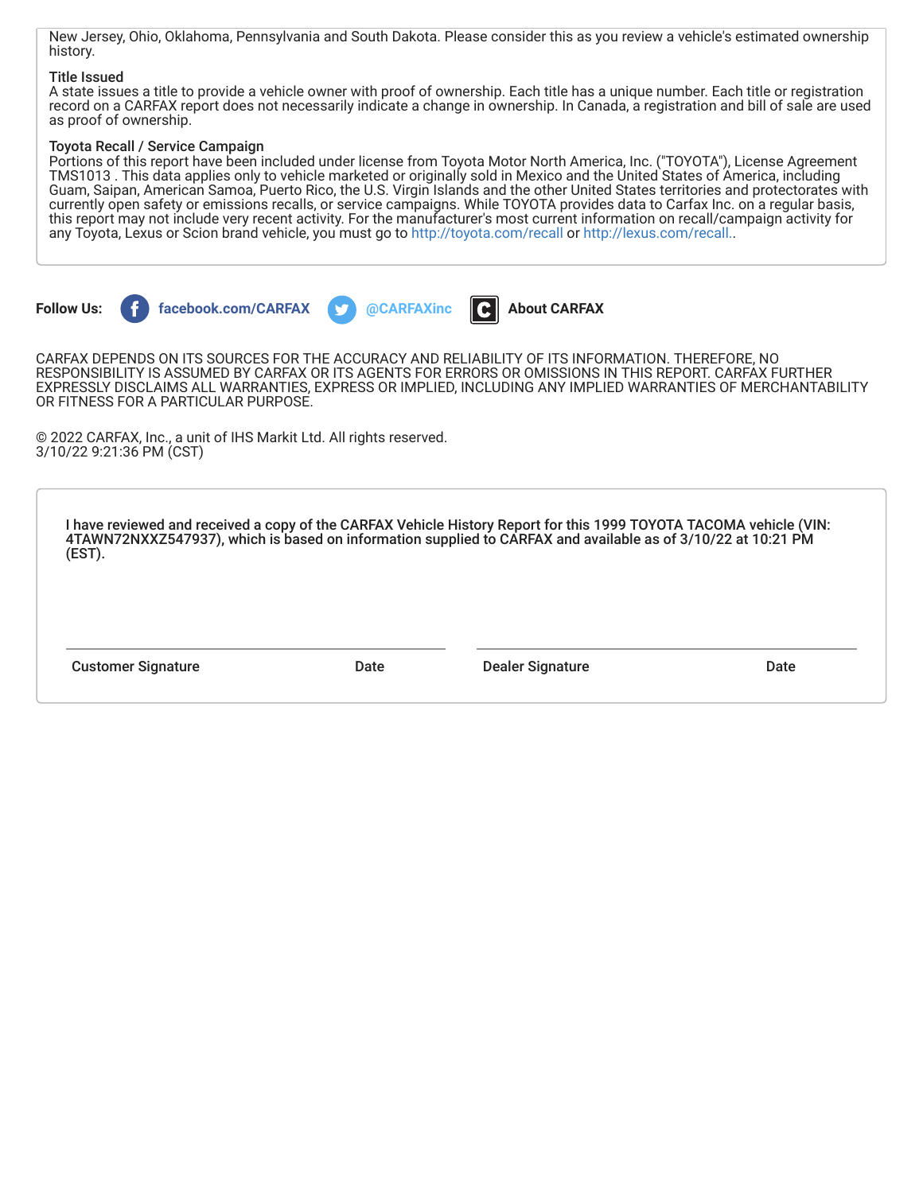New Jersey, Ohio, Oklahoma, Pennsylvania and South Dakota. Please consider this as you review a vehicle's estimated ownership history.

**Title Issued**

A state issues a title to provide a vehicle owner with proof of ownership. Each title has a unique number. Each title or registration record on a CARFAX report does not necessarily indicate a change in ownership. In Canada, a registration and bill of sale are used as proof of ownership.

**Toyota Recall / Service Campaign**

Portions of this report have been included under license from Toyota Motor North America, Inc. ("TOYOTA"), License Agreement TMS1013 . This data applies only to vehicle marketed or originally sold in Mexico and the United States of America, including Guam, Saipan, American Samoa, Puerto Rico, the U.S. Virgin Islands and the other United States territories and protectorates with currently open safety or emissions recalls, or service campaigns. While TOYOTA provides data to Carfax Inc. on a regular basis, this report may not include very recent activity. For the manufacturer's most current information on recall/campaign activity for any Toyota, Lexus or Scion brand vehicle, you must go to http://toyota.com/recall or http://lexus.com/recall..

**Follow Us:** facebook.com/CARFAX @CARFAXinc About CARFAX

CARFAX DEPENDS ON ITS SOURCES FOR THE ACCURACY AND RELIABILITY OF ITS INFORMATION. THEREFORE, NO RESPONSIBILITY IS ASSUMED BY CARFAX OR ITS AGENTS FOR ERRORS OR OMISSIONS IN THIS REPORT. CARFAX FURTHER EXPRESSLY DISCLAIMS ALL WARRANTIES, EXPRESS OR IMPLIED, INCLUDING ANY IMPLIED WARRANTIES OF MERCHANTABILITY OR FITNESS FOR A PARTICULAR PURPOSE.

© 2022 CARFAX, Inc., a unit of IHS Markit Ltd. All rights reserved.
3/10/22 9:21:36 PM (CST)

**I have reviewed and received a copy of the CARFAX Vehicle History Report for this 1999 TOYOTA TACOMA vehicle (VIN: 4TAWN72NXXZ547937), which is based on information supplied to CARFAX and available as of 3/10/22 at 10:21 PM (EST).**

| | | | |
|---|---|---|---|
| **Customer Signature** | **Date** | **Dealer Signature** | **Date** |